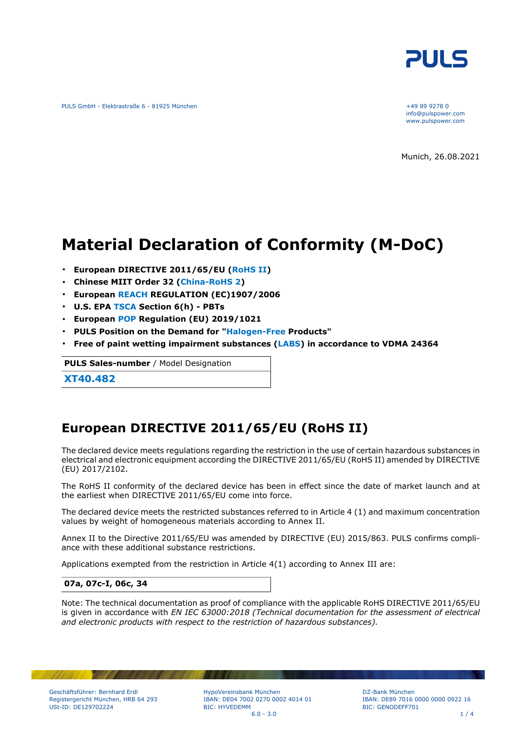PULS GmbH - Elektrastraße 6 - 81925 München

+49 89 9278 0
info@pulspower.com
www.pulspower.com

Munich, 26.08.2021

# Material Declaration of Conformity (M-DoC)

- **European DIRECTIVE 2011/65/EU (RoHS II)**
- **Chinese MIIT Order 32 (China-RoHS 2)**
- **European REACH REGULATION (EC)1907/2006**
- **U.S. EPA TSCA Section 6(h) - PBTs**
- **European POP Regulation (EU) 2019/1021**
- **PULS Position on the Demand for "Halogen-Free Products"**
- **Free of paint wetting impairment substances (LABS) in accordance to VDMA 24364**

| **PULS Sales-number** / Model Designation |
|---|
| **XT40.482** |

## European DIRECTIVE 2011/65/EU (RoHS II)

The declared device meets regulations regarding the restriction in the use of certain hazardous substances in electrical and electronic equipment according the DIRECTIVE 2011/65/EU (RoHS II) amended by DIRECTIVE (EU) 2017/2102.

The RoHS II conformity of the declared device has been in effect since the date of market launch and at the earliest when DIRECTIVE 2011/65/EU come into force.

The declared device meets the restricted substances referred to in Article 4 (1) and maximum concentration values by weight of homogeneous materials according to Annex II.

Annex II to the Directive 2011/65/EU was amended by DIRECTIVE (EU) 2015/863. PULS confirms compliance with these additional substance restrictions.

Applications exempted from the restriction in Article 4(1) according to Annex III are:

| **07a, 07c-I, 06c, 34** |
|---|

Note: The technical documentation as proof of compliance with the applicable RoHS DIRECTIVE 2011/65/EU is given in accordance with *EN IEC 63000:2018 (Technical documentation for the assessment of electrical and electronic products with respect to the restriction of hazardous substances).*

Geschäftsführer: Bernhard Erdl
Registergericht München, HRB 64 293
USt-ID: DE129702224

HypoVereinsbank München
IBAN: DE04 7002 0270 0002 4014 01
BIC: HYVEDEMM

DZ-Bank München
IBAN: DE89 7016 0000 0000 0922 16
BIC: GENODEFF701

6.0 - 3.0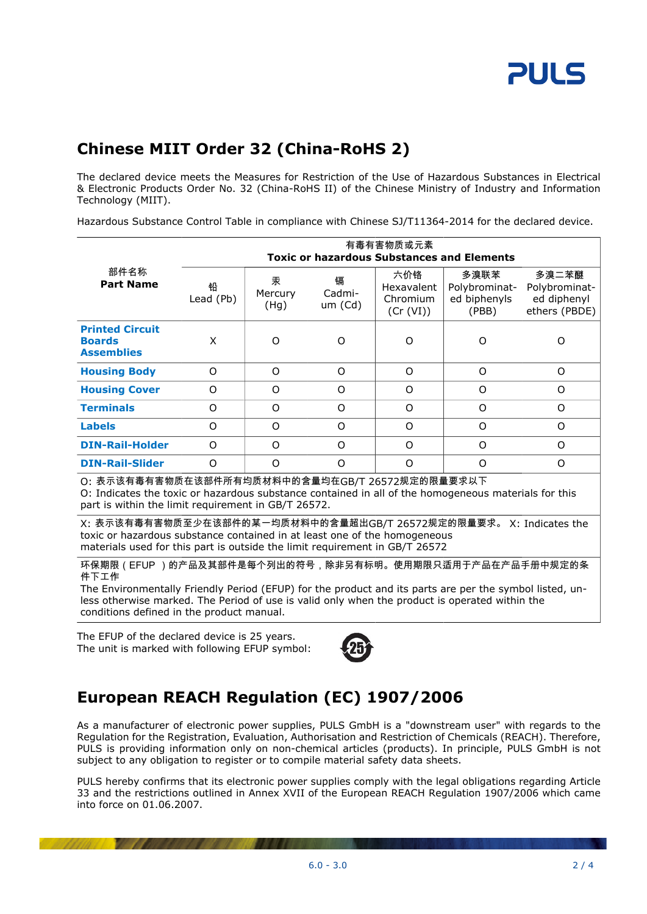## Chinese MIIT Order 32 (China-RoHS 2)

The declared device meets the Measures for Restriction of the Use of Hazardous Substances in Electrical & Electronic Products Order No. 32 (China-RoHS II) of the Chinese Ministry of Industry and Information Technology (MIIT).

Hazardous Substance Control Table in compliance with Chinese SJ/T11364-2014 for the declared device.

| 部件名称 **Part Name** | 有毒有害物质或元素 **Toxic or hazardous Substances and Elements** | | | | | |
|---|---|---|---|---|---|---|
| | 铅 Lead (Pb) | 汞 Mercury (Hg) | 镉 Cadmium (Cd) | 六价铬 Hexavalent Chromium (Cr (VI)) | 多溴联苯 Polybrominated biphenyls (PBB) | 多溴二苯醚 Polybrominated diphenyl ethers (PBDE) |
| **Printed Circuit Boards Assemblies** | X | O | O | O | O | O |
| **Housing Body** | O | O | O | O | O | O |
| **Housing Cover** | O | O | O | O | O | O |
| **Terminals** | O | O | O | O | O | O |
| **Labels** | O | O | O | O | O | O |
| **DIN-Rail-Holder** | O | O | O | O | O | O |
| **DIN-Rail-Slider** | O | O | O | O | O | O |

O: 表示该有毒有害物质在该部件所有均质材料中的含量均在GB/T 26572规定的限量要求以下
O: Indicates the toxic or hazardous substance contained in all of the homogeneous materials for this part is within the limit requirement in GB/T 26572.

X: 表示该有毒有害物质至少在该部件的某一均质材料中的含量超出GB/T 26572规定的限量要求。 X: Indicates the toxic or hazardous substance contained in at least one of the homogeneous materials used for this part is outside the limit requirement in GB/T 26572

环保期限（EFUP ）的产品及其部件是每个列出的符号，除非另有标明。使用期限只适用于产品在产品手册中规定的条件下工作
The Environmentally Friendly Period (EFUP) for the product and its parts are per the symbol listed, unless otherwise marked. The Period of use is valid only when the product is operated within the conditions defined in the product manual.

The EFUP of the declared device is 25 years.
The unit is marked with following EFUP symbol:

## European REACH Regulation (EC) 1907/2006

As a manufacturer of electronic power supplies, PULS GmbH is a "downstream user" with regards to the Regulation for the Registration, Evaluation, Authorisation and Restriction of Chemicals (REACH). Therefore, PULS is providing information only on non-chemical articles (products). In principle, PULS GmbH is not subject to any obligation to register or to compile material safety data sheets.

PULS hereby confirms that its electronic power supplies comply with the legal obligations regarding Article 33 and the restrictions outlined in Annex XVII of the European REACH Regulation 1907/2006 which came into force on 01.06.2007.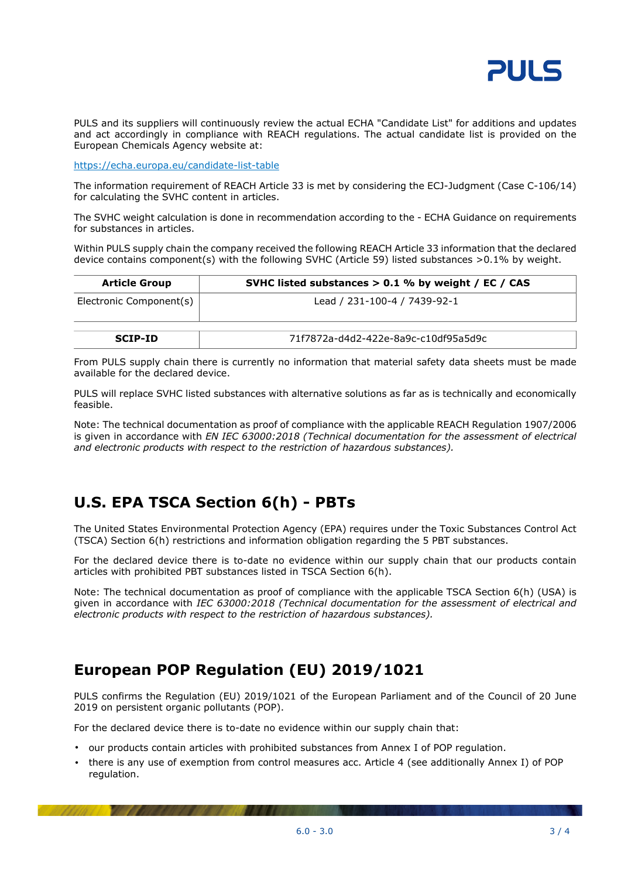PULS and its suppliers will continuously review the actual ECHA "Candidate List" for additions and updates and act accordingly in compliance with REACH regulations. The actual candidate list is provided on the European Chemicals Agency website at:

https://echa.europa.eu/candidate-list-table

The information requirement of REACH Article 33 is met by considering the ECJ-Judgment (Case C-106/14) for calculating the SVHC content in articles.

The SVHC weight calculation is done in recommendation according to the - ECHA Guidance on requirements for substances in articles.

Within PULS supply chain the company received the following REACH Article 33 information that the declared device contains component(s) with the following SVHC (Article 59) listed substances >0.1% by weight.

| Article Group | SVHC listed substances > 0.1 % by weight / EC / CAS |
|---|---|
| Electronic Component(s) | Lead / 231-100-4 / 7439-92-1 |

| SCIP-ID | 71f7872a-d4d2-422e-8a9c-c10df95a5d9c |
|---|---|

From PULS supply chain there is currently no information that material safety data sheets must be made available for the declared device.

PULS will replace SVHC listed substances with alternative solutions as far as is technically and economically feasible.

Note: The technical documentation as proof of compliance with the applicable REACH Regulation 1907/2006 is given in accordance with *EN IEC 63000:2018 (Technical documentation for the assessment of electrical and electronic products with respect to the restriction of hazardous substances).*

## U.S. EPA TSCA Section 6(h) - PBTs

The United States Environmental Protection Agency (EPA) requires under the Toxic Substances Control Act (TSCA) Section 6(h) restrictions and information obligation regarding the 5 PBT substances.

For the declared device there is to-date no evidence within our supply chain that our products contain articles with prohibited PBT substances listed in TSCA Section 6(h).

Note: The technical documentation as proof of compliance with the applicable TSCA Section 6(h) (USA) is given in accordance with *IEC 63000:2018 (Technical documentation for the assessment of electrical and electronic products with respect to the restriction of hazardous substances).*

## European POP Regulation (EU) 2019/1021

PULS confirms the Regulation (EU) 2019/1021 of the European Parliament and of the Council of 20 June 2019 on persistent organic pollutants (POP).

For the declared device there is to-date no evidence within our supply chain that:

- our products contain articles with prohibited substances from Annex I of POP regulation.
- there is any use of exemption from control measures acc. Article 4 (see additionally Annex I) of POP regulation.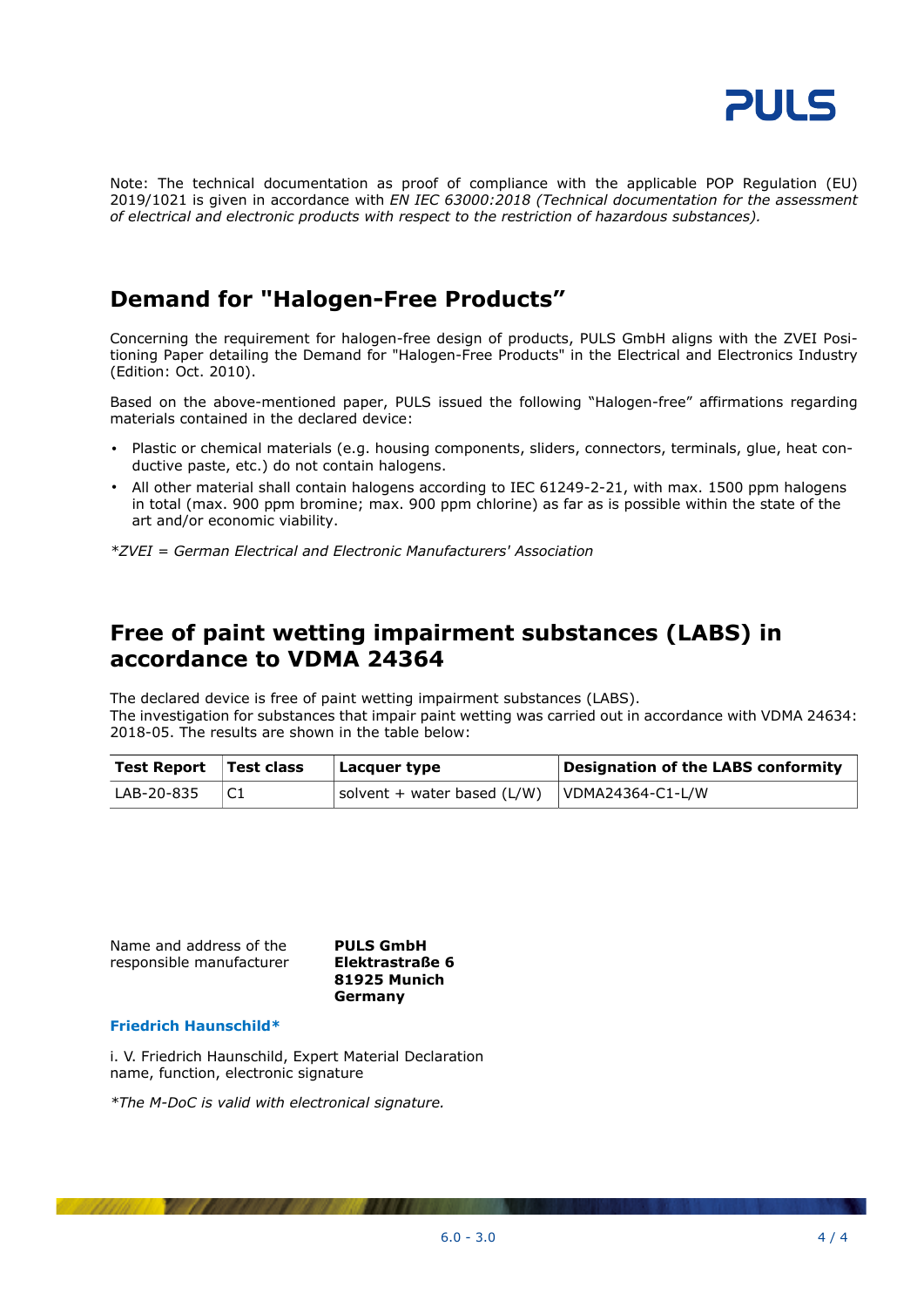Note: The technical documentation as proof of compliance with the applicable POP Regulation (EU) 2019/1021 is given in accordance with *EN IEC 63000:2018 (Technical documentation for the assessment of electrical and electronic products with respect to the restriction of hazardous substances).*

## Demand for "Halogen-Free Products”

Concerning the requirement for halogen-free design of products, PULS GmbH aligns with the ZVEI Positioning Paper detailing the Demand for "Halogen-Free Products" in the Electrical and Electronics Industry (Edition: Oct. 2010).

Based on the above-mentioned paper, PULS issued the following “Halogen-free” affirmations regarding materials contained in the declared device:

- Plastic or chemical materials (e.g. housing components, sliders, connectors, terminals, glue, heat conductive paste, etc.) do not contain halogens.
- All other material shall contain halogens according to IEC 61249-2-21, with max. 1500 ppm halogens in total (max. 900 ppm bromine; max. 900 ppm chlorine) as far as is possible within the state of the art and/or economic viability.

*\*ZVEI = German Electrical and Electronic Manufacturers' Association*

## Free of paint wetting impairment substances (LABS) in accordance to VDMA 24364

The declared device is free of paint wetting impairment substances (LABS).
The investigation for substances that impair paint wetting was carried out in accordance with VDMA 24634: 2018-05. The results are shown in the table below:

| Test Report | Test class | Lacquer type | Designation of the LABS conformity |
|---|---|---|---|
| LAB-20-835 | C1 | solvent + water based (L/W) | VDMA24364-C1-L/W |

Name and address of the responsible manufacturer

**PULS GmbH**
**Elektrastraße 6**
**81925 Munich**
**Germany**

**Friedrich Haunschild***

i. V. Friedrich Haunschild, Expert Material Declaration
name, function, electronic signature

*\*The M-DoC is valid with electronical signature.*

6.0 - 3.0